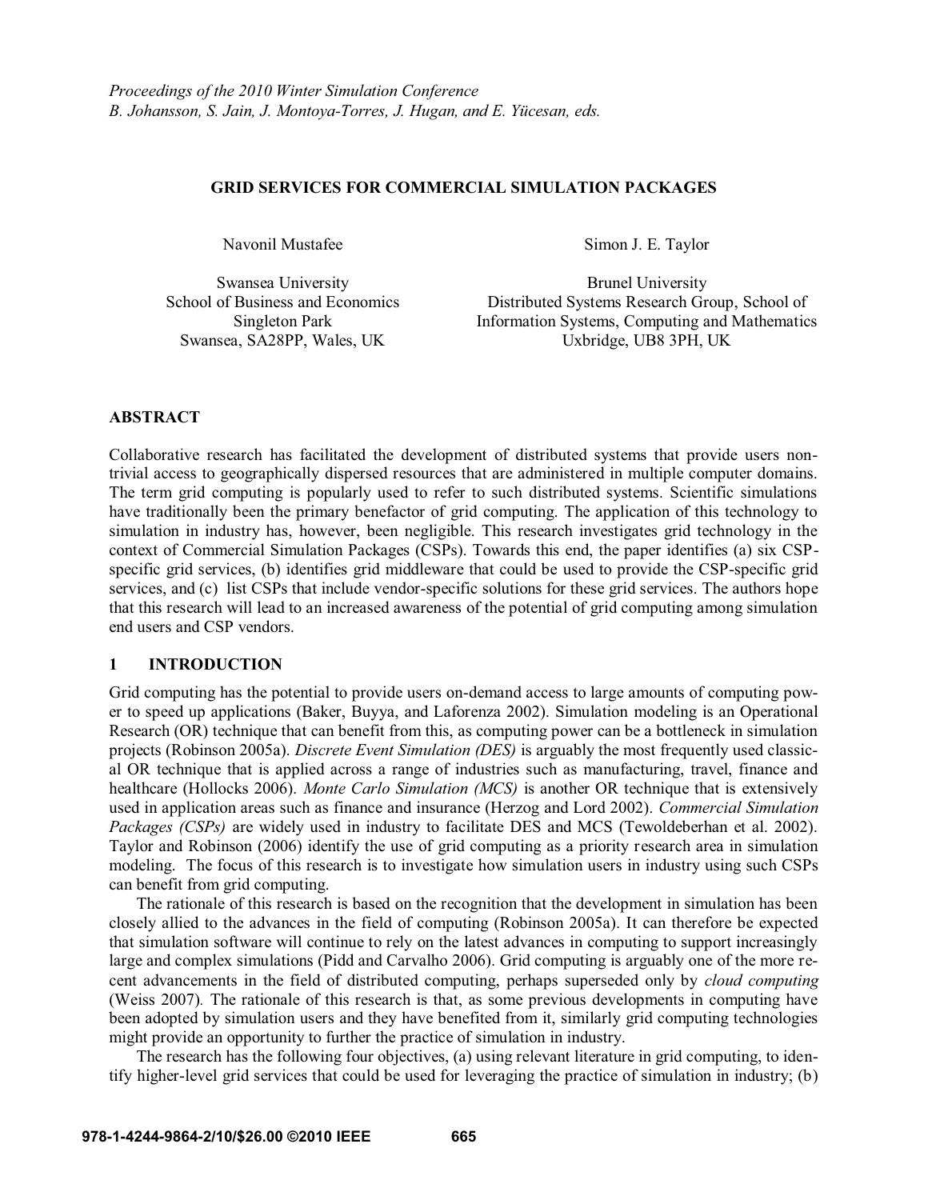*Proceedings of the 2010 Winter Simulation Conference*
*B. Johansson, S. Jain, J. Montoya-Torres, J. Hugan, and E. Yücesan, eds.*

# GRID SERVICES FOR COMMERCIAL SIMULATION PACKAGES

Navonil Mustafee

Swansea University
School of Business and Economics
Singleton Park
Swansea, SA28PP, Wales, UK

Simon J. E. Taylor

Brunel University
Distributed Systems Research Group, School of Information Systems, Computing and Mathematics
Uxbridge, UB8 3PH, UK

## ABSTRACT

Collaborative research has facilitated the development of distributed systems that provide users non-trivial access to geographically dispersed resources that are administered in multiple computer domains. The term grid computing is popularly used to refer to such distributed systems. Scientific simulations have traditionally been the primary benefactor of grid computing. The application of this technology to simulation in industry has, however, been negligible. This research investigates grid technology in the context of Commercial Simulation Packages (CSPs). Towards this end, the paper identifies (a) six CSP-specific grid services, (b) identifies grid middleware that could be used to provide the CSP-specific grid services, and (c) list CSPs that include vendor-specific solutions for these grid services. The authors hope that this research will lead to an increased awareness of the potential of grid computing among simulation end users and CSP vendors.

## 1 INTRODUCTION

Grid computing has the potential to provide users on-demand access to large amounts of computing power to speed up applications (Baker, Buyya, and Laforenza 2002). Simulation modeling is an Operational Research (OR) technique that can benefit from this, as computing power can be a bottleneck in simulation projects (Robinson 2005a). *Discrete Event Simulation (DES)* is arguably the most frequently used classical OR technique that is applied across a range of industries such as manufacturing, travel, finance and healthcare (Hollocks 2006). *Monte Carlo Simulation (MCS)* is another OR technique that is extensively used in application areas such as finance and insurance (Herzog and Lord 2002). *Commercial Simulation Packages (CSPs)* are widely used in industry to facilitate DES and MCS (Tewoldeberhan et al. 2002). Taylor and Robinson (2006) identify the use of grid computing as a priority research area in simulation modeling. The focus of this research is to investigate how simulation users in industry using such CSPs can benefit from grid computing.

The rationale of this research is based on the recognition that the development in simulation has been closely allied to the advances in the field of computing (Robinson 2005a). It can therefore be expected that simulation software will continue to rely on the latest advances in computing to support increasingly large and complex simulations (Pidd and Carvalho 2006). Grid computing is arguably one of the more recent advancements in the field of distributed computing, perhaps superseded only by *cloud computing* (Weiss 2007). The rationale of this research is that, as some previous developments in computing have been adopted by simulation users and they have benefited from it, similarly grid computing technologies might provide an opportunity to further the practice of simulation in industry.

The research has the following four objectives, (a) using relevant literature in grid computing, to identify higher-level grid services that could be used for leveraging the practice of simulation in industry; (b)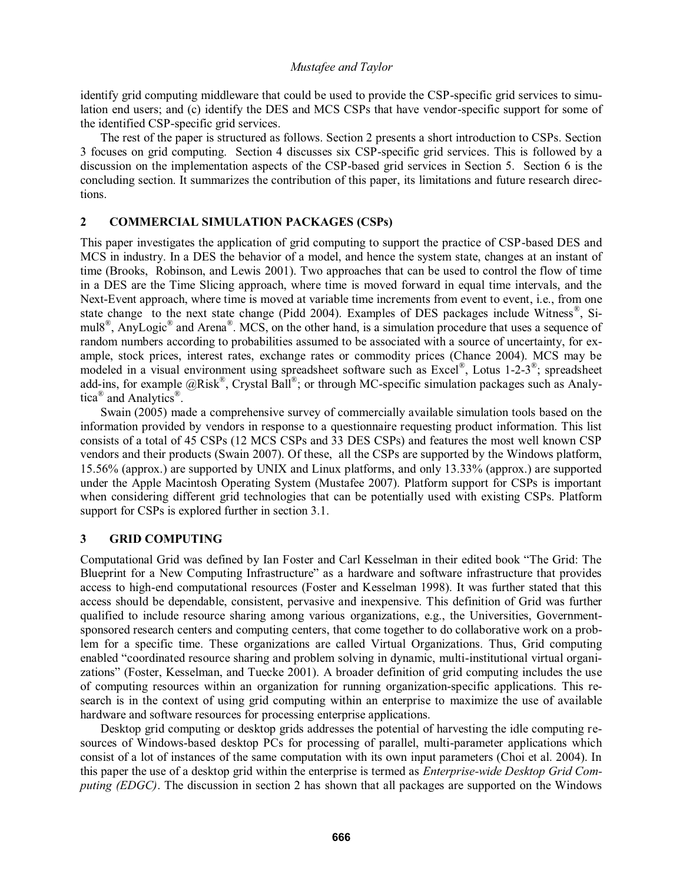identify grid computing middleware that could be used to provide the CSP-specific grid services to simulation end users; and (c) identify the DES and MCS CSPs that have vendor-specific support for some of the identified CSP-specific grid services.

The rest of the paper is structured as follows. Section 2 presents a short introduction to CSPs. Section 3 focuses on grid computing. Section 4 discusses six CSP-specific grid services. This is followed by a discussion on the implementation aspects of the CSP-based grid services in Section 5. Section 6 is the concluding section. It summarizes the contribution of this paper, its limitations and future research directions.

## 2 COMMERCIAL SIMULATION PACKAGES (CSPs)

This paper investigates the application of grid computing to support the practice of CSP-based DES and MCS in industry. In a DES the behavior of a model, and hence the system state, changes at an instant of time (Brooks, Robinson, and Lewis 2001). Two approaches that can be used to control the flow of time in a DES are the Time Slicing approach, where time is moved forward in equal time intervals, and the Next-Event approach, where time is moved at variable time increments from event to event, i.e., from one state change to the next state change (Pidd 2004). Examples of DES packages include Witness®, Simul8®, AnyLogic® and Arena®. MCS, on the other hand, is a simulation procedure that uses a sequence of random numbers according to probabilities assumed to be associated with a source of uncertainty, for example, stock prices, interest rates, exchange rates or commodity prices (Chance 2004). MCS may be modeled in a visual environment using spreadsheet software such as Excel®, Lotus 1-2-3®; spreadsheet add-ins, for example @Risk®, Crystal Ball®; or through MC-specific simulation packages such as Analytica® and Analytics®.

Swain (2005) made a comprehensive survey of commercially available simulation tools based on the information provided by vendors in response to a questionnaire requesting product information. This list consists of a total of 45 CSPs (12 MCS CSPs and 33 DES CSPs) and features the most well known CSP vendors and their products (Swain 2007). Of these, all the CSPs are supported by the Windows platform, 15.56% (approx.) are supported by UNIX and Linux platforms, and only 13.33% (approx.) are supported under the Apple Macintosh Operating System (Mustafee 2007). Platform support for CSPs is important when considering different grid technologies that can be potentially used with existing CSPs. Platform support for CSPs is explored further in section 3.1.

## 3 GRID COMPUTING

Computational Grid was defined by Ian Foster and Carl Kesselman in their edited book "The Grid: The Blueprint for a New Computing Infrastructure" as a hardware and software infrastructure that provides access to high-end computational resources (Foster and Kesselman 1998). It was further stated that this access should be dependable, consistent, pervasive and inexpensive. This definition of Grid was further qualified to include resource sharing among various organizations, e.g., the Universities, Government-sponsored research centers and computing centers, that come together to do collaborative work on a problem for a specific time. These organizations are called Virtual Organizations. Thus, Grid computing enabled "coordinated resource sharing and problem solving in dynamic, multi-institutional virtual organizations" (Foster, Kesselman, and Tuecke 2001). A broader definition of grid computing includes the use of computing resources within an organization for running organization-specific applications. This research is in the context of using grid computing within an enterprise to maximize the use of available hardware and software resources for processing enterprise applications.

Desktop grid computing or desktop grids addresses the potential of harvesting the idle computing resources of Windows-based desktop PCs for processing of parallel, multi-parameter applications which consist of a lot of instances of the same computation with its own input parameters (Choi et al. 2004). In this paper the use of a desktop grid within the enterprise is termed as *Enterprise-wide Desktop Grid Computing (EDGC)*. The discussion in section 2 has shown that all packages are supported on the Windows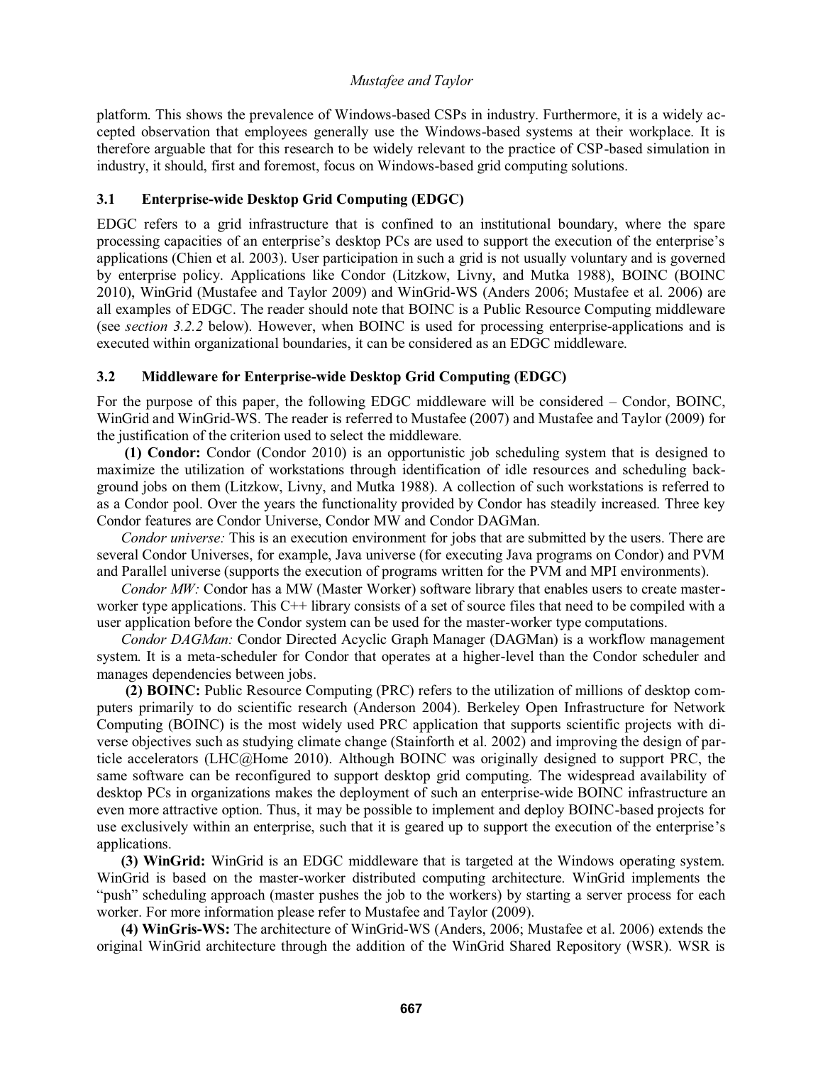platform. This shows the prevalence of Windows-based CSPs in industry. Furthermore, it is a widely accepted observation that employees generally use the Windows-based systems at their workplace. It is therefore arguable that for this research to be widely relevant to the practice of CSP-based simulation in industry, it should, first and foremost, focus on Windows-based grid computing solutions.

### 3.1 Enterprise-wide Desktop Grid Computing (EDGC)

EDGC refers to a grid infrastructure that is confined to an institutional boundary, where the spare processing capacities of an enterprise's desktop PCs are used to support the execution of the enterprise's applications (Chien et al. 2003). User participation in such a grid is not usually voluntary and is governed by enterprise policy. Applications like Condor (Litzkow, Livny, and Mutka 1988), BOINC (BOINC 2010), WinGrid (Mustafee and Taylor 2009) and WinGrid-WS (Anders 2006; Mustafee et al. 2006) are all examples of EDGC. The reader should note that BOINC is a Public Resource Computing middleware (see *section 3.2.2* below). However, when BOINC is used for processing enterprise-applications and is executed within organizational boundaries, it can be considered as an EDGC middleware.

### 3.2 Middleware for Enterprise-wide Desktop Grid Computing (EDGC)

For the purpose of this paper, the following EDGC middleware will be considered – Condor, BOINC, WinGrid and WinGrid-WS. The reader is referred to Mustafee (2007) and Mustafee and Taylor (2009) for the justification of the criterion used to select the middleware.

**(1) Condor:** Condor (Condor 2010) is an opportunistic job scheduling system that is designed to maximize the utilization of workstations through identification of idle resources and scheduling background jobs on them (Litzkow, Livny, and Mutka 1988). A collection of such workstations is referred to as a Condor pool. Over the years the functionality provided by Condor has steadily increased. Three key Condor features are Condor Universe, Condor MW and Condor DAGMan.

*Condor universe:* This is an execution environment for jobs that are submitted by the users. There are several Condor Universes, for example, Java universe (for executing Java programs on Condor) and PVM and Parallel universe (supports the execution of programs written for the PVM and MPI environments).

*Condor MW:* Condor has a MW (Master Worker) software library that enables users to create master-worker type applications. This C++ library consists of a set of source files that need to be compiled with a user application before the Condor system can be used for the master-worker type computations.

*Condor DAGMan:* Condor Directed Acyclic Graph Manager (DAGMan) is a workflow management system. It is a meta-scheduler for Condor that operates at a higher-level than the Condor scheduler and manages dependencies between jobs.

**(2) BOINC:** Public Resource Computing (PRC) refers to the utilization of millions of desktop computers primarily to do scientific research (Anderson 2004). Berkeley Open Infrastructure for Network Computing (BOINC) is the most widely used PRC application that supports scientific projects with diverse objectives such as studying climate change (Stainforth et al. 2002) and improving the design of particle accelerators (LHC@Home 2010). Although BOINC was originally designed to support PRC, the same software can be reconfigured to support desktop grid computing. The widespread availability of desktop PCs in organizations makes the deployment of such an enterprise-wide BOINC infrastructure an even more attractive option. Thus, it may be possible to implement and deploy BOINC-based projects for use exclusively within an enterprise, such that it is geared up to support the execution of the enterprise's applications.

**(3) WinGrid:** WinGrid is an EDGC middleware that is targeted at the Windows operating system. WinGrid is based on the master-worker distributed computing architecture. WinGrid implements the "push" scheduling approach (master pushes the job to the workers) by starting a server process for each worker. For more information please refer to Mustafee and Taylor (2009).

**(4) WinGris-WS:** The architecture of WinGrid-WS (Anders, 2006; Mustafee et al. 2006) extends the original WinGrid architecture through the addition of the WinGrid Shared Repository (WSR). WSR is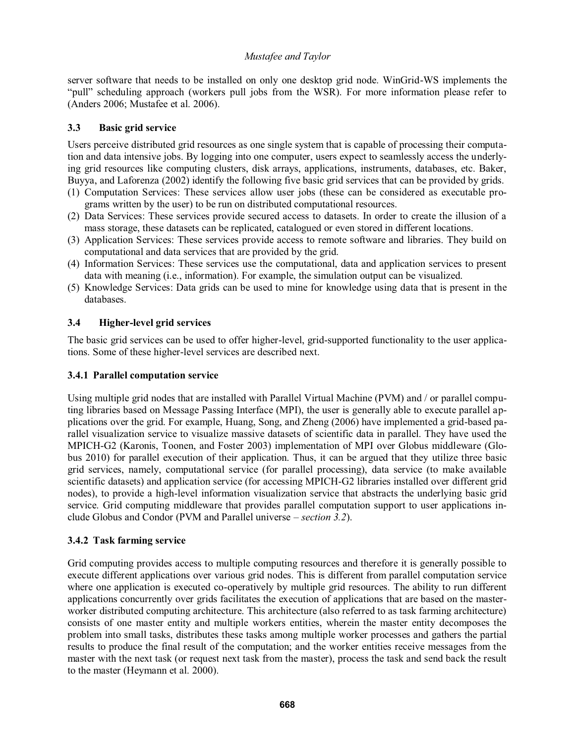server software that needs to be installed on only one desktop grid node. WinGrid-WS implements the "pull" scheduling approach (workers pull jobs from the WSR). For more information please refer to (Anders 2006; Mustafee et al. 2006).

### 3.3 Basic grid service

Users perceive distributed grid resources as one single system that is capable of processing their computation and data intensive jobs. By logging into one computer, users expect to seamlessly access the underlying grid resources like computing clusters, disk arrays, applications, instruments, databases, etc. Baker, Buyya, and Laforenza (2002) identify the following five basic grid services that can be provided by grids.

(1) Computation Services: These services allow user jobs (these can be considered as executable programs written by the user) to be run on distributed computational resources.
(2) Data Services: These services provide secured access to datasets. In order to create the illusion of a mass storage, these datasets can be replicated, catalogued or even stored in different locations.
(3) Application Services: These services provide access to remote software and libraries. They build on computational and data services that are provided by the grid.
(4) Information Services: These services use the computational, data and application services to present data with meaning (i.e., information). For example, the simulation output can be visualized.
(5) Knowledge Services: Data grids can be used to mine for knowledge using data that is present in the databases.

### 3.4 Higher-level grid services

The basic grid services can be used to offer higher-level, grid-supported functionality to the user applications. Some of these higher-level services are described next.

#### 3.4.1 Parallel computation service

Using multiple grid nodes that are installed with Parallel Virtual Machine (PVM) and / or parallel computing libraries based on Message Passing Interface (MPI), the user is generally able to execute parallel applications over the grid. For example, Huang, Song, and Zheng (2006) have implemented a grid-based parallel visualization service to visualize massive datasets of scientific data in parallel. They have used the MPICH-G2 (Karonis, Toonen, and Foster 2003) implementation of MPI over Globus middleware (Globus 2010) for parallel execution of their application. Thus, it can be argued that they utilize three basic grid services, namely, computational service (for parallel processing), data service (to make available scientific datasets) and application service (for accessing MPICH-G2 libraries installed over different grid nodes), to provide a high-level information visualization service that abstracts the underlying basic grid service. Grid computing middleware that provides parallel computation support to user applications include Globus and Condor (PVM and Parallel universe – *section 3.2*).

#### 3.4.2 Task farming service

Grid computing provides access to multiple computing resources and therefore it is generally possible to execute different applications over various grid nodes. This is different from parallel computation service where one application is executed co-operatively by multiple grid resources. The ability to run different applications concurrently over grids facilitates the execution of applications that are based on the master-worker distributed computing architecture. This architecture (also referred to as task farming architecture) consists of one master entity and multiple workers entities, wherein the master entity decomposes the problem into small tasks, distributes these tasks among multiple worker processes and gathers the partial results to produce the final result of the computation; and the worker entities receive messages from the master with the next task (or request next task from the master), process the task and send back the result to the master (Heymann et al. 2000).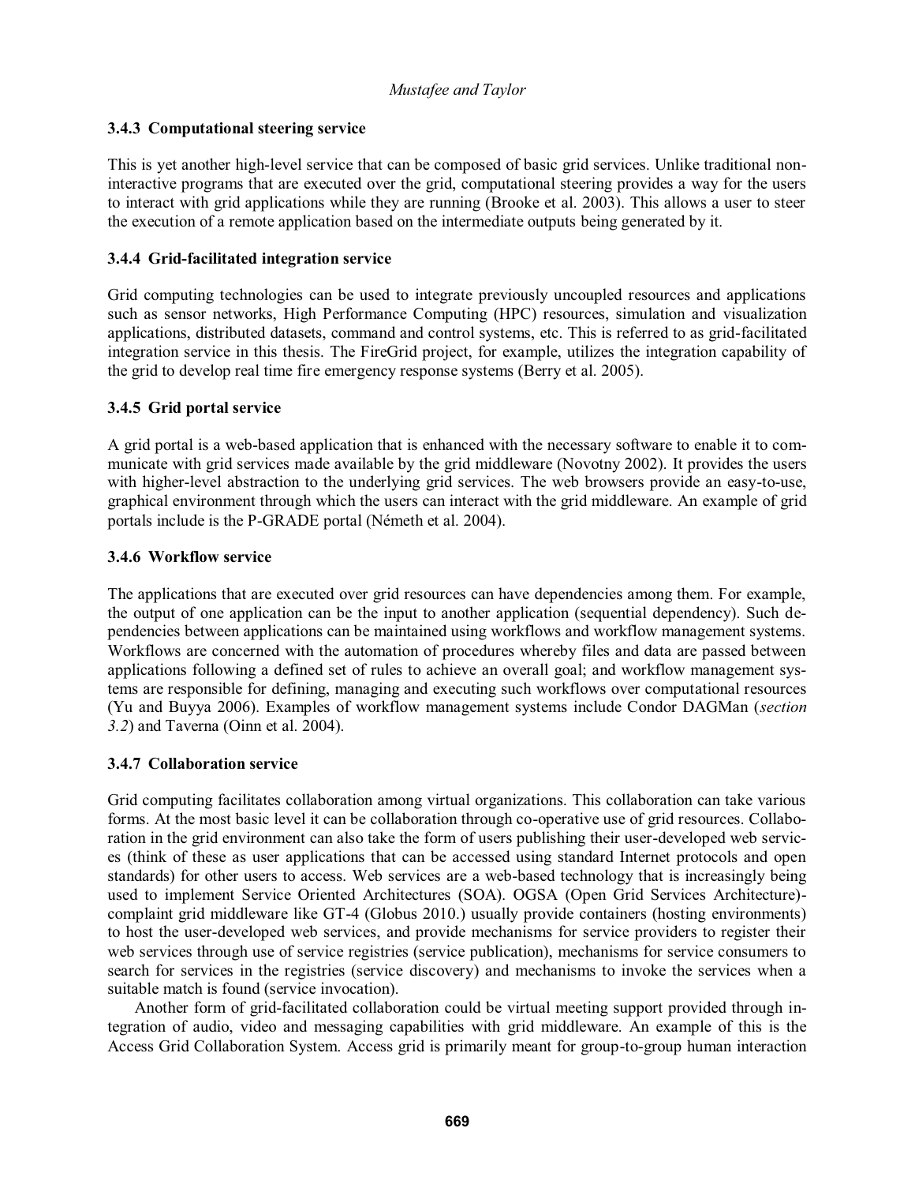### 3.4.3 Computational steering service

This is yet another high-level service that can be composed of basic grid services. Unlike traditional non-interactive programs that are executed over the grid, computational steering provides a way for the users to interact with grid applications while they are running (Brooke et al. 2003). This allows a user to steer the execution of a remote application based on the intermediate outputs being generated by it.

### 3.4.4 Grid-facilitated integration service

Grid computing technologies can be used to integrate previously uncoupled resources and applications such as sensor networks, High Performance Computing (HPC) resources, simulation and visualization applications, distributed datasets, command and control systems, etc. This is referred to as grid-facilitated integration service in this thesis. The FireGrid project, for example, utilizes the integration capability of the grid to develop real time fire emergency response systems (Berry et al. 2005).

### 3.4.5 Grid portal service

A grid portal is a web-based application that is enhanced with the necessary software to enable it to communicate with grid services made available by the grid middleware (Novotny 2002). It provides the users with higher-level abstraction to the underlying grid services. The web browsers provide an easy-to-use, graphical environment through which the users can interact with the grid middleware. An example of grid portals include is the P-GRADE portal (Németh et al. 2004).

### 3.4.6 Workflow service

The applications that are executed over grid resources can have dependencies among them. For example, the output of one application can be the input to another application (sequential dependency). Such dependencies between applications can be maintained using workflows and workflow management systems. Workflows are concerned with the automation of procedures whereby files and data are passed between applications following a defined set of rules to achieve an overall goal; and workflow management systems are responsible for defining, managing and executing such workflows over computational resources (Yu and Buyya 2006). Examples of workflow management systems include Condor DAGMan (*section 3.2*) and Taverna (Oinn et al. 2004).

### 3.4.7 Collaboration service

Grid computing facilitates collaboration among virtual organizations. This collaboration can take various forms. At the most basic level it can be collaboration through co-operative use of grid resources. Collaboration in the grid environment can also take the form of users publishing their user-developed web services (think of these as user applications that can be accessed using standard Internet protocols and open standards) for other users to access. Web services are a web-based technology that is increasingly being used to implement Service Oriented Architectures (SOA). OGSA (Open Grid Services Architecture)-complaint grid middleware like GT-4 (Globus 2010.) usually provide containers (hosting environments) to host the user-developed web services, and provide mechanisms for service providers to register their web services through use of service registries (service publication), mechanisms for service consumers to search for services in the registries (service discovery) and mechanisms to invoke the services when a suitable match is found (service invocation).

Another form of grid-facilitated collaboration could be virtual meeting support provided through integration of audio, video and messaging capabilities with grid middleware. An example of this is the Access Grid Collaboration System. Access grid is primarily meant for group-to-group human interaction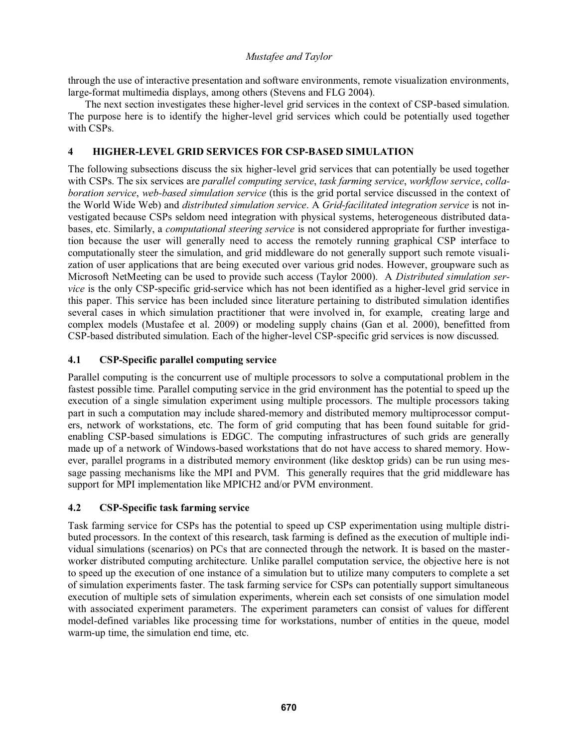through the use of interactive presentation and software environments, remote visualization environments, large-format multimedia displays, among others (Stevens and FLG 2004).

The next section investigates these higher-level grid services in the context of CSP-based simulation. The purpose here is to identify the higher-level grid services which could be potentially used together with CSPs.

## 4 HIGHER-LEVEL GRID SERVICES FOR CSP-BASED SIMULATION

The following subsections discuss the six higher-level grid services that can potentially be used together with CSPs. The six services are *parallel computing service*, *task farming service*, *workflow service*, *collaboration service*, *web-based simulation service* (this is the grid portal service discussed in the context of the World Wide Web) and *distributed simulation service*. A *Grid-facilitated integration service* is not investigated because CSPs seldom need integration with physical systems, heterogeneous distributed databases, etc. Similarly, a *computational steering service* is not considered appropriate for further investigation because the user will generally need to access the remotely running graphical CSP interface to computationally steer the simulation, and grid middleware do not generally support such remote visualization of user applications that are being executed over various grid nodes. However, groupware such as Microsoft NetMeeting can be used to provide such access (Taylor 2000). A *Distributed simulation service* is the only CSP-specific grid-service which has not been identified as a higher-level grid service in this paper. This service has been included since literature pertaining to distributed simulation identifies several cases in which simulation practitioner that were involved in, for example, creating large and complex models (Mustafee et al. 2009) or modeling supply chains (Gan et al. 2000), benefitted from CSP-based distributed simulation. Each of the higher-level CSP-specific grid services is now discussed.

### 4.1 CSP-Specific parallel computing service

Parallel computing is the concurrent use of multiple processors to solve a computational problem in the fastest possible time. Parallel computing service in the grid environment has the potential to speed up the execution of a single simulation experiment using multiple processors. The multiple processors taking part in such a computation may include shared-memory and distributed memory multiprocessor computers, network of workstations, etc. The form of grid computing that has been found suitable for grid-enabling CSP-based simulations is EDGC. The computing infrastructures of such grids are generally made up of a network of Windows-based workstations that do not have access to shared memory. However, parallel programs in a distributed memory environment (like desktop grids) can be run using message passing mechanisms like the MPI and PVM. This generally requires that the grid middleware has support for MPI implementation like MPICH2 and/or PVM environment.

### 4.2 CSP-Specific task farming service

Task farming service for CSPs has the potential to speed up CSP experimentation using multiple distributed processors. In the context of this research, task farming is defined as the execution of multiple individual simulations (scenarios) on PCs that are connected through the network. It is based on the master-worker distributed computing architecture. Unlike parallel computation service, the objective here is not to speed up the execution of one instance of a simulation but to utilize many computers to complete a set of simulation experiments faster. The task farming service for CSPs can potentially support simultaneous execution of multiple sets of simulation experiments, wherein each set consists of one simulation model with associated experiment parameters. The experiment parameters can consist of values for different model-defined variables like processing time for workstations, number of entities in the queue, model warm-up time, the simulation end time, etc.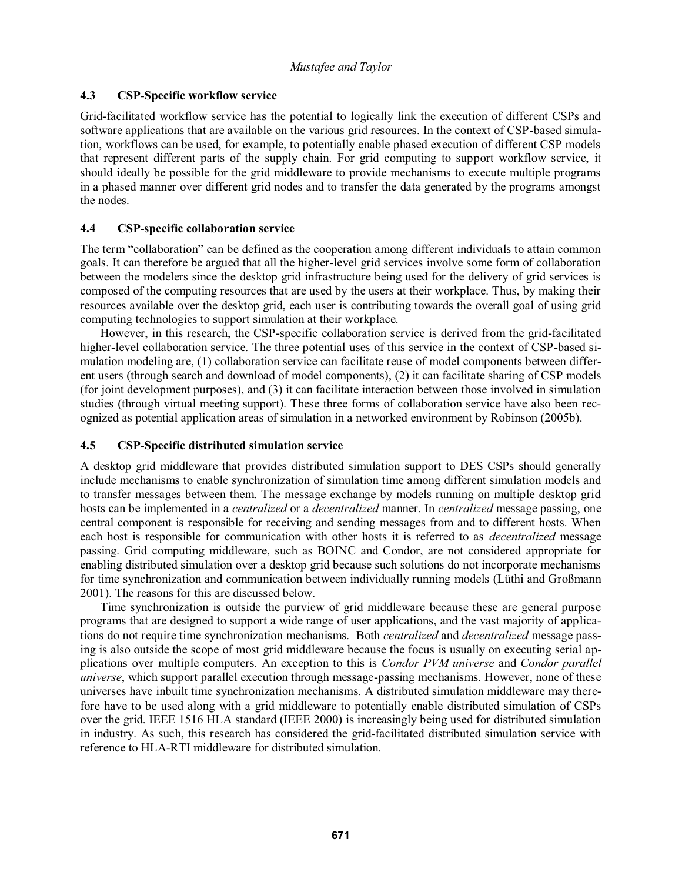### 4.3 CSP-Specific workflow service

Grid-facilitated workflow service has the potential to logically link the execution of different CSPs and software applications that are available on the various grid resources. In the context of CSP-based simulation, workflows can be used, for example, to potentially enable phased execution of different CSP models that represent different parts of the supply chain. For grid computing to support workflow service, it should ideally be possible for the grid middleware to provide mechanisms to execute multiple programs in a phased manner over different grid nodes and to transfer the data generated by the programs amongst the nodes.

### 4.4 CSP-specific collaboration service

The term "collaboration" can be defined as the cooperation among different individuals to attain common goals. It can therefore be argued that all the higher-level grid services involve some form of collaboration between the modelers since the desktop grid infrastructure being used for the delivery of grid services is composed of the computing resources that are used by the users at their workplace. Thus, by making their resources available over the desktop grid, each user is contributing towards the overall goal of using grid computing technologies to support simulation at their workplace.

However, in this research, the CSP-specific collaboration service is derived from the grid-facilitated higher-level collaboration service. The three potential uses of this service in the context of CSP-based simulation modeling are, (1) collaboration service can facilitate reuse of model components between different users (through search and download of model components), (2) it can facilitate sharing of CSP models (for joint development purposes), and (3) it can facilitate interaction between those involved in simulation studies (through virtual meeting support). These three forms of collaboration service have also been recognized as potential application areas of simulation in a networked environment by Robinson (2005b).

### 4.5 CSP-Specific distributed simulation service

A desktop grid middleware that provides distributed simulation support to DES CSPs should generally include mechanisms to enable synchronization of simulation time among different simulation models and to transfer messages between them. The message exchange by models running on multiple desktop grid hosts can be implemented in a *centralized* or a *decentralized* manner. In *centralized* message passing, one central component is responsible for receiving and sending messages from and to different hosts. When each host is responsible for communication with other hosts it is referred to as *decentralized* message passing. Grid computing middleware, such as BOINC and Condor, are not considered appropriate for enabling distributed simulation over a desktop grid because such solutions do not incorporate mechanisms for time synchronization and communication between individually running models (Lüthi and Großmann 2001). The reasons for this are discussed below.

Time synchronization is outside the purview of grid middleware because these are general purpose programs that are designed to support a wide range of user applications, and the vast majority of applications do not require time synchronization mechanisms. Both *centralized* and *decentralized* message passing is also outside the scope of most grid middleware because the focus is usually on executing serial applications over multiple computers. An exception to this is *Condor PVM universe* and *Condor parallel universe*, which support parallel execution through message-passing mechanisms. However, none of these universes have inbuilt time synchronization mechanisms. A distributed simulation middleware may therefore have to be used along with a grid middleware to potentially enable distributed simulation of CSPs over the grid. IEEE 1516 HLA standard (IEEE 2000) is increasingly being used for distributed simulation in industry. As such, this research has considered the grid-facilitated distributed simulation service with reference to HLA-RTI middleware for distributed simulation.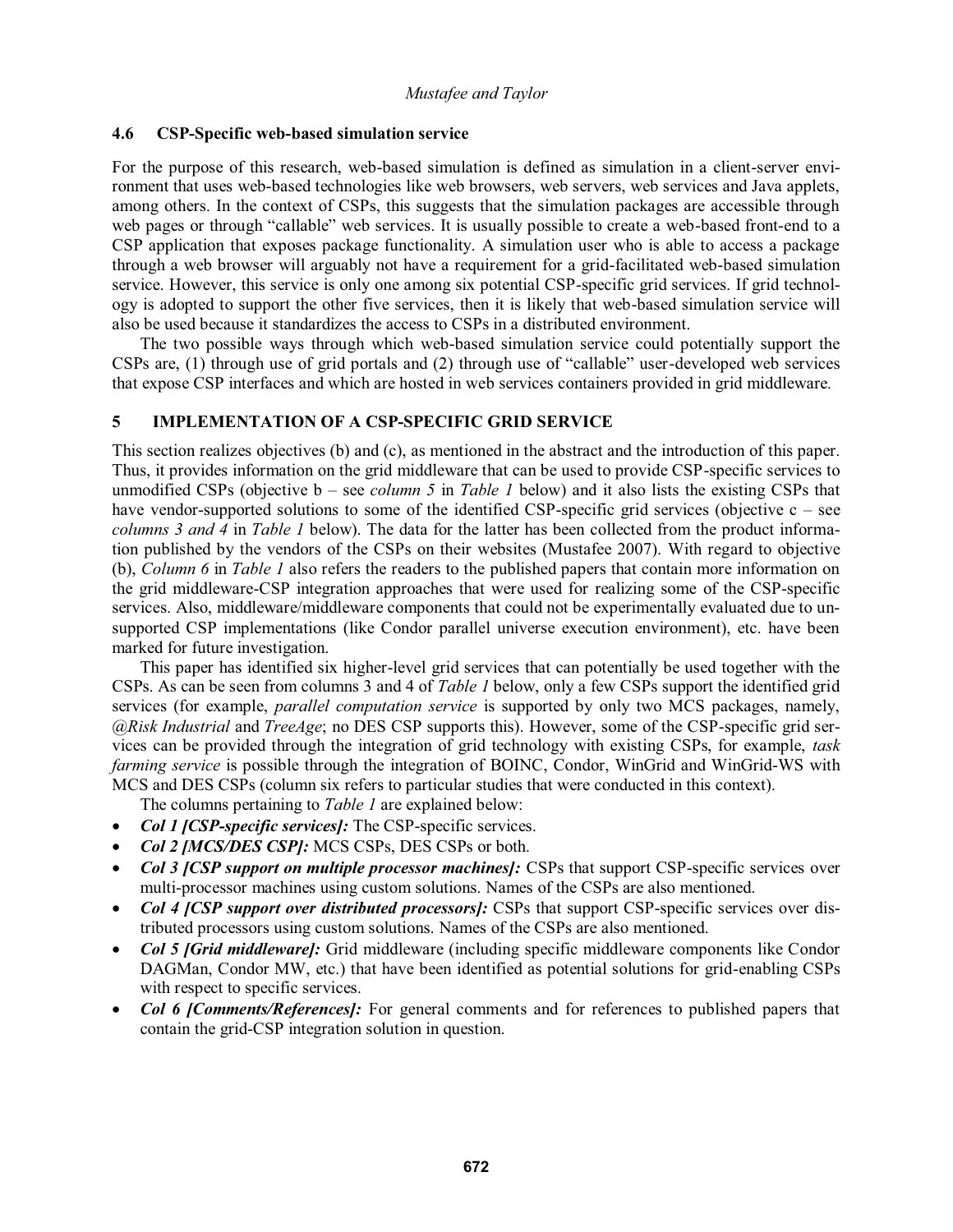### 4.6 CSP-Specific web-based simulation service

For the purpose of this research, web-based simulation is defined as simulation in a client-server environment that uses web-based technologies like web browsers, web servers, web services and Java applets, among others. In the context of CSPs, this suggests that the simulation packages are accessible through web pages or through "callable" web services. It is usually possible to create a web-based front-end to a CSP application that exposes package functionality. A simulation user who is able to access a package through a web browser will arguably not have a requirement for a grid-facilitated web-based simulation service. However, this service is only one among six potential CSP-specific grid services. If grid technology is adopted to support the other five services, then it is likely that web-based simulation service will also be used because it standardizes the access to CSPs in a distributed environment.

The two possible ways through which web-based simulation service could potentially support the CSPs are, (1) through use of grid portals and (2) through use of "callable" user-developed web services that expose CSP interfaces and which are hosted in web services containers provided in grid middleware.

## 5 IMPLEMENTATION OF A CSP-SPECIFIC GRID SERVICE

This section realizes objectives (b) and (c), as mentioned in the abstract and the introduction of this paper. Thus, it provides information on the grid middleware that can be used to provide CSP-specific services to unmodified CSPs (objective b – see *column 5* in *Table 1* below) and it also lists the existing CSPs that have vendor-supported solutions to some of the identified CSP-specific grid services (objective c – see *columns 3 and 4* in *Table 1* below). The data for the latter has been collected from the product information published by the vendors of the CSPs on their websites (Mustafee 2007). With regard to objective (b), *Column 6* in *Table 1* also refers the readers to the published papers that contain more information on the grid middleware-CSP integration approaches that were used for realizing some of the CSP-specific services. Also, middleware/middleware components that could not be experimentally evaluated due to unsupported CSP implementations (like Condor parallel universe execution environment), etc. have been marked for future investigation.

This paper has identified six higher-level grid services that can potentially be used together with the CSPs. As can be seen from columns 3 and 4 of *Table 1* below, only a few CSPs support the identified grid services (for example, *parallel computation service* is supported by only two MCS packages, namely, *@Risk Industrial* and *TreeAge*; no DES CSP supports this). However, some of the CSP-specific grid services can be provided through the integration of grid technology with existing CSPs, for example, *task farming service* is possible through the integration of BOINC, Condor, WinGrid and WinGrid-WS with MCS and DES CSPs (column six refers to particular studies that were conducted in this context).

The columns pertaining to *Table 1* are explained below:

- ***Col 1 [CSP-specific services]:*** The CSP-specific services.
- ***Col 2 [MCS/DES CSP]:*** MCS CSPs, DES CSPs or both.
- ***Col 3 [CSP support on multiple processor machines]:*** CSPs that support CSP-specific services over multi-processor machines using custom solutions. Names of the CSPs are also mentioned.
- ***Col 4 [CSP support over distributed processors]:*** CSPs that support CSP-specific services over distributed processors using custom solutions. Names of the CSPs are also mentioned.
- ***Col 5 [Grid middleware]:*** Grid middleware (including specific middleware components like Condor DAGMan, Condor MW, etc.) that have been identified as potential solutions for grid-enabling CSPs with respect to specific services.
- ***Col 6 [Comments/References]:*** For general comments and for references to published papers that contain the grid-CSP integration solution in question.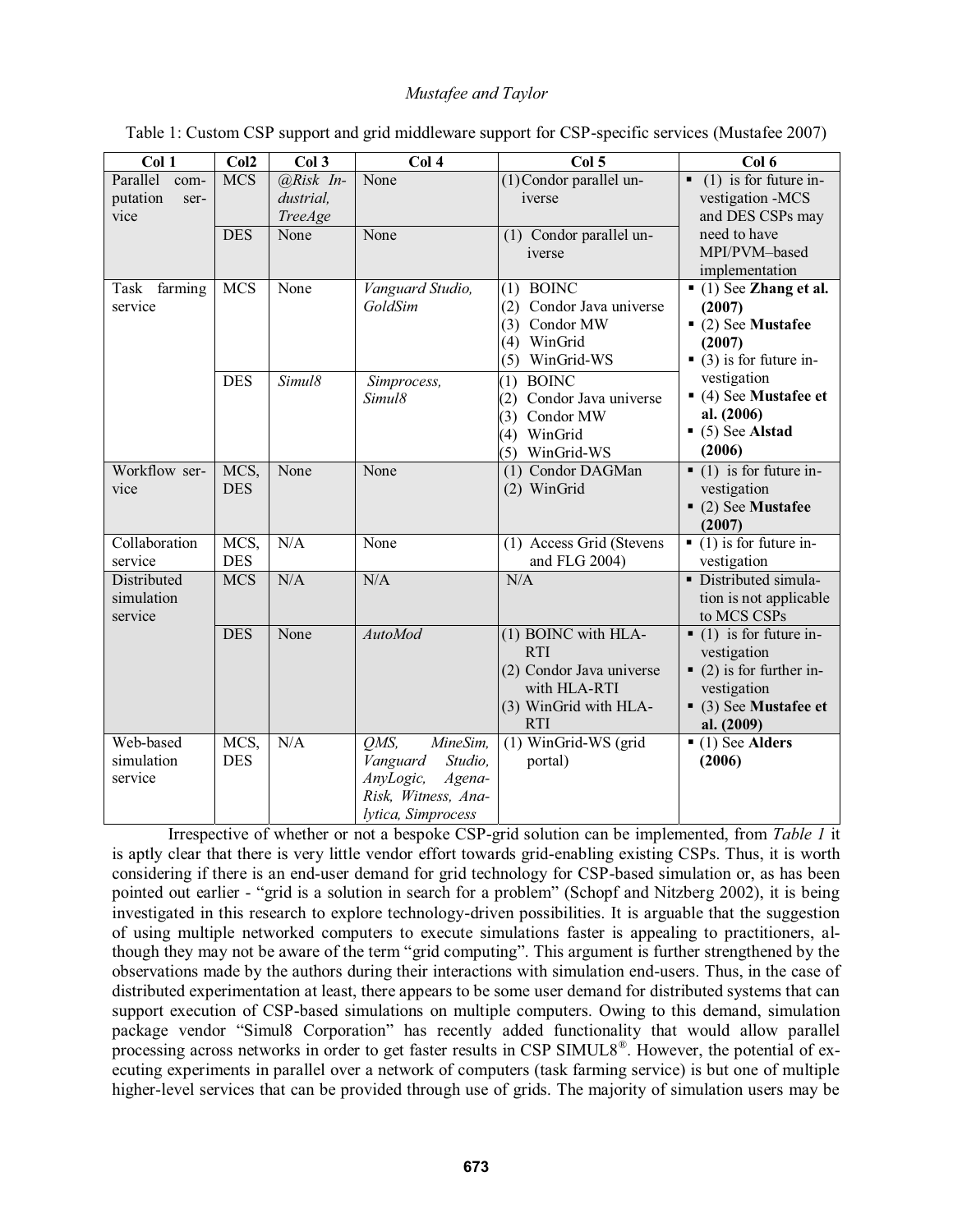Table 1: Custom CSP support and grid middleware support for CSP-specific services (Mustafee 2007)

| Col 1 | Col2 | Col 3 | Col 4 | Col 5 | Col 6 |
|---|---|---|---|---|---|
| Parallel computation service | MCS | *@Risk Industrial, TreeAge* | None | (1) Condor parallel universe | ▪ (1) is for future investigation -MCS and DES CSPs may need to have MPI/PVM–based implementation |
| | DES | None | None | (1) Condor parallel universe | |
| Task farming service | MCS | None | *Vanguard Studio, GoldSim* | (1) BOINC<br>(2) Condor Java universe<br>(3) Condor MW<br>(4) WinGrid<br>(5) WinGrid-WS | ▪ (1) See **Zhang et al. (2007)**<br>▪ (2) See **Mustafee (2007)**<br>▪ (3) is for future investigation<br>▪ (4) See **Mustafee et al. (2006)**<br>▪ (5) See **Alstad (2006)** |
| | DES | *Simul8* | *Simprocess, Simul8* | (1) BOINC<br>(2) Condor Java universe<br>(3) Condor MW<br>(4) WinGrid<br>(5) WinGrid-WS | |
| Workflow service | MCS, DES | None | None | (1) Condor DAGMan<br>(2) WinGrid | ▪ (1) is for future investigation<br>▪ (2) See **Mustafee (2007)** |
| Collaboration service | MCS, DES | N/A | None | (1) Access Grid (Stevens and FLG 2004) | ▪ (1) is for future investigation |
| Distributed simulation service | MCS | N/A | N/A | N/A | ▪ Distributed simulation is not applicable to MCS CSPs |
| | DES | None | *AutoMod* | (1) BOINC with HLA-RTI<br>(2) Condor Java universe with HLA-RTI<br>(3) WinGrid with HLA-RTI | ▪ (1) is for future investigation<br>▪ (2) is for further investigation<br>▪ (3) See **Mustafee et al. (2009)** |
| Web-based simulation service | MCS, DES | N/A | *QMS, MineSim, Vanguard Studio, AnyLogic, AgenaRisk, Witness, Analytica, Simprocess* | (1) WinGrid-WS (grid portal) | ▪ (1) See **Alders (2006)** |

Irrespective of whether or not a bespoke CSP-grid solution can be implemented, from *Table 1* it is aptly clear that there is very little vendor effort towards grid-enabling existing CSPs. Thus, it is worth considering if there is an end-user demand for grid technology for CSP-based simulation or, as has been pointed out earlier - "grid is a solution in search for a problem" (Schopf and Nitzberg 2002), it is being investigated in this research to explore technology-driven possibilities. It is arguable that the suggestion of using multiple networked computers to execute simulations faster is appealing to practitioners, although they may not be aware of the term "grid computing". This argument is further strengthened by the observations made by the authors during their interactions with simulation end-users. Thus, in the case of distributed experimentation at least, there appears to be some user demand for distributed systems that can support execution of CSP-based simulations on multiple computers. Owing to this demand, simulation package vendor "Simul8 Corporation" has recently added functionality that would allow parallel processing across networks in order to get faster results in CSP SIMUL8®. However, the potential of executing experiments in parallel over a network of computers (task farming service) is but one of multiple higher-level services that can be provided through use of grids. The majority of simulation users may be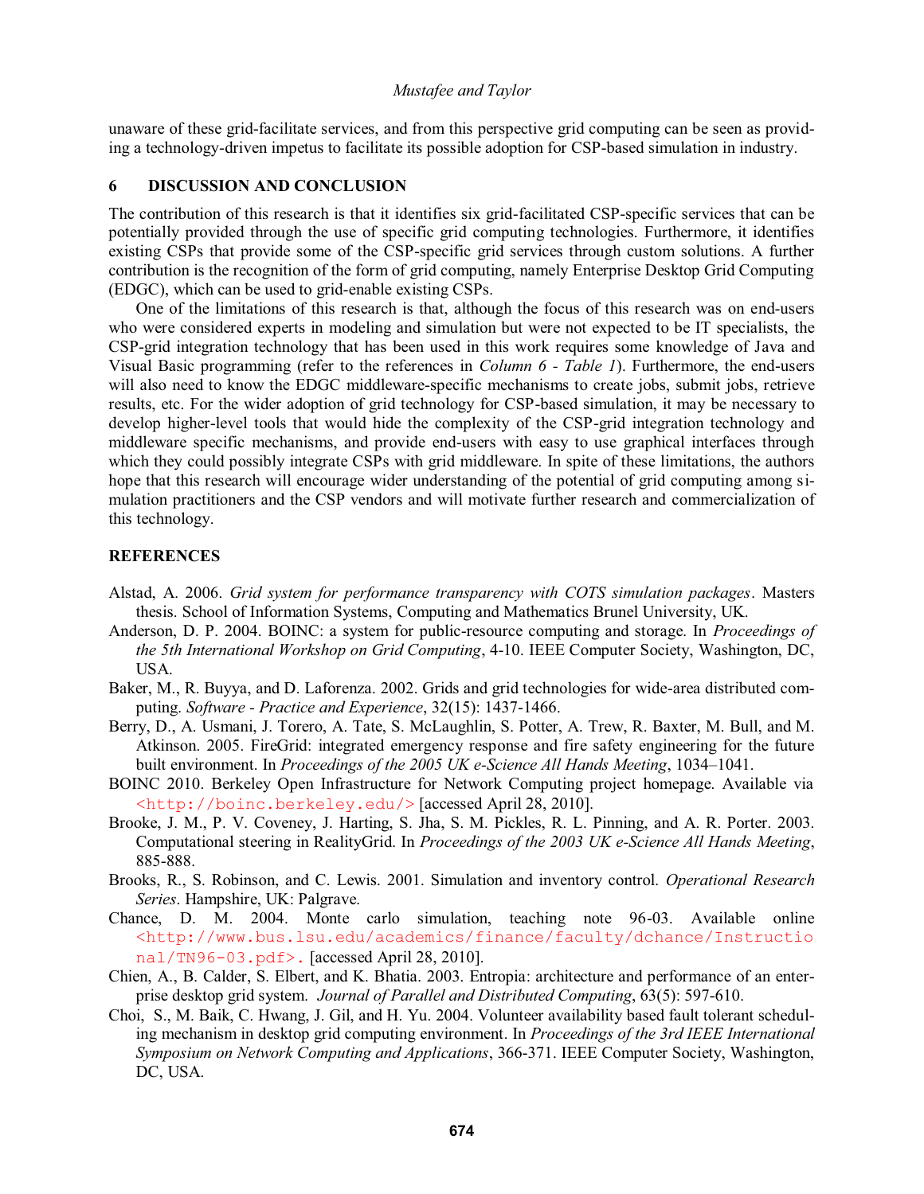unaware of these grid-facilitate services, and from this perspective grid computing can be seen as providing a technology-driven impetus to facilitate its possible adoption for CSP-based simulation in industry.

## 6 DISCUSSION AND CONCLUSION

The contribution of this research is that it identifies six grid-facilitated CSP-specific services that can be potentially provided through the use of specific grid computing technologies. Furthermore, it identifies existing CSPs that provide some of the CSP-specific grid services through custom solutions. A further contribution is the recognition of the form of grid computing, namely Enterprise Desktop Grid Computing (EDGC), which can be used to grid-enable existing CSPs.

One of the limitations of this research is that, although the focus of this research was on end-users who were considered experts in modeling and simulation but were not expected to be IT specialists, the CSP-grid integration technology that has been used in this work requires some knowledge of Java and Visual Basic programming (refer to the references in *Column 6 - Table 1*). Furthermore, the end-users will also need to know the EDGC middleware-specific mechanisms to create jobs, submit jobs, retrieve results, etc. For the wider adoption of grid technology for CSP-based simulation, it may be necessary to develop higher-level tools that would hide the complexity of the CSP-grid integration technology and middleware specific mechanisms, and provide end-users with easy to use graphical interfaces through which they could possibly integrate CSPs with grid middleware. In spite of these limitations, the authors hope that this research will encourage wider understanding of the potential of grid computing among simulation practitioners and the CSP vendors and will motivate further research and commercialization of this technology.

## REFERENCES

Alstad, A. 2006. *Grid system for performance transparency with COTS simulation packages*. Masters thesis. School of Information Systems, Computing and Mathematics Brunel University, UK.

Anderson, D. P. 2004. BOINC: a system for public-resource computing and storage. In *Proceedings of the 5th International Workshop on Grid Computing*, 4-10. IEEE Computer Society, Washington, DC, USA.

Baker, M., R. Buyya, and D. Laforenza. 2002. Grids and grid technologies for wide-area distributed computing. *Software - Practice and Experience*, 32(15): 1437-1466.

Berry, D., A. Usmani, J. Torero, A. Tate, S. McLaughlin, S. Potter, A. Trew, R. Baxter, M. Bull, and M. Atkinson. 2005. FireGrid: integrated emergency response and fire safety engineering for the future built environment. In *Proceedings of the 2005 UK e-Science All Hands Meeting*, 1034–1041.

BOINC 2010. Berkeley Open Infrastructure for Network Computing project homepage. Available via <http://boinc.berkeley.edu/> [accessed April 28, 2010].

Brooke, J. M., P. V. Coveney, J. Harting, S. Jha, S. M. Pickles, R. L. Pinning, and A. R. Porter. 2003. Computational steering in RealityGrid. In *Proceedings of the 2003 UK e-Science All Hands Meeting*, 885-888.

Brooks, R., S. Robinson, and C. Lewis. 2001. Simulation and inventory control. *Operational Research Series*. Hampshire, UK: Palgrave.

Chance, D. M. 2004. Monte carlo simulation, teaching note 96-03. Available online <http://www.bus.lsu.edu/academics/finance/faculty/dchance/Instructional/TN96-03.pdf>. [accessed April 28, 2010].

Chien, A., B. Calder, S. Elbert, and K. Bhatia. 2003. Entropia: architecture and performance of an enterprise desktop grid system. *Journal of Parallel and Distributed Computing*, 63(5): 597-610.

Choi, S., M. Baik, C. Hwang, J. Gil, and H. Yu. 2004. Volunteer availability based fault tolerant scheduling mechanism in desktop grid computing environment. In *Proceedings of the 3rd IEEE International Symposium on Network Computing and Applications*, 366-371. IEEE Computer Society, Washington, DC, USA.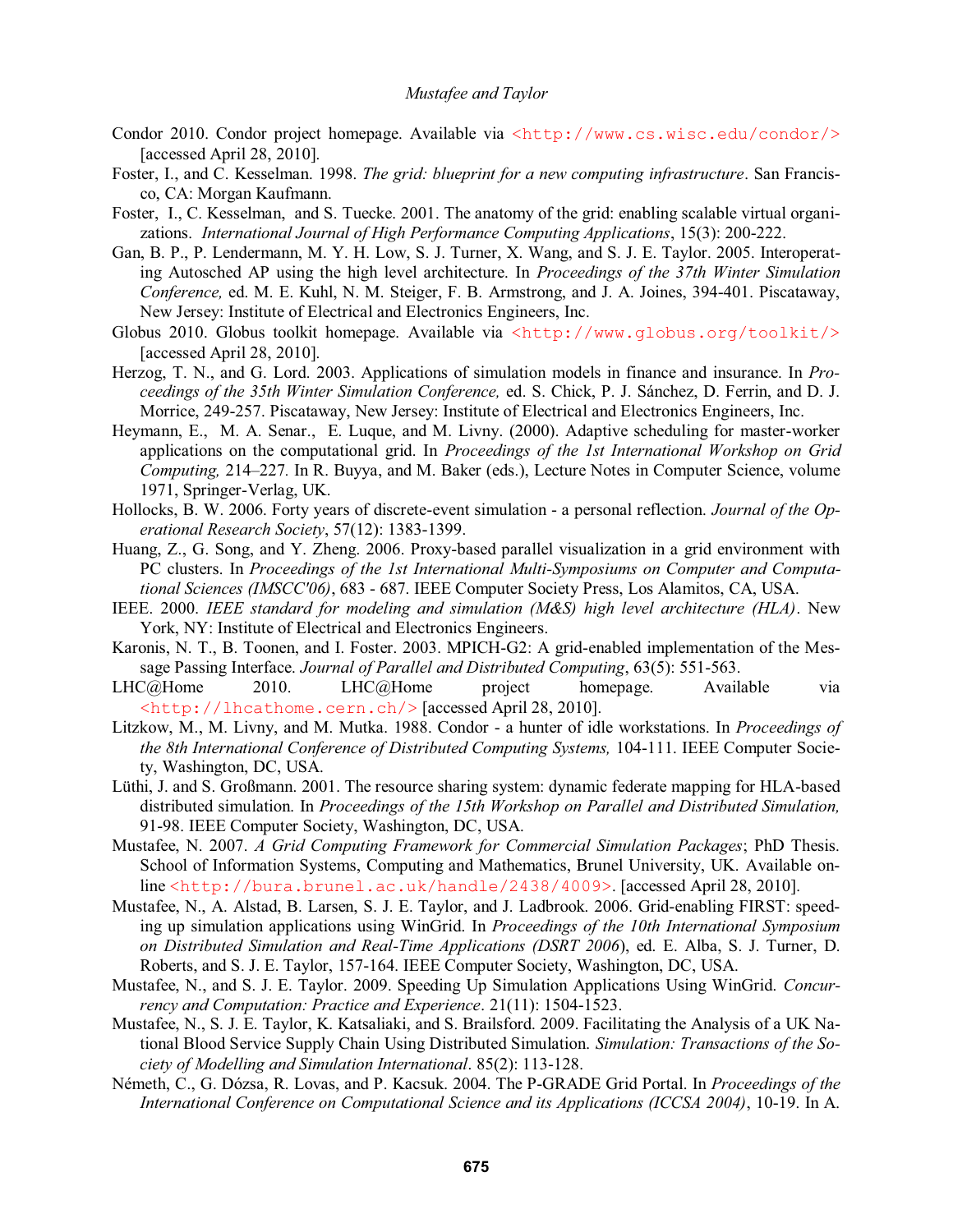Condor 2010. Condor project homepage. Available via <http://www.cs.wisc.edu/condor/> [accessed April 28, 2010].

Foster, I., and C. Kesselman. 1998. *The grid: blueprint for a new computing infrastructure*. San Francisco, CA: Morgan Kaufmann.

Foster, I., C. Kesselman, and S. Tuecke. 2001. The anatomy of the grid: enabling scalable virtual organizations. *International Journal of High Performance Computing Applications*, 15(3): 200-222.

Gan, B. P., P. Lendermann, M. Y. H. Low, S. J. Turner, X. Wang, and S. J. E. Taylor. 2005. Interoperating Autosched AP using the high level architecture. In *Proceedings of the 37th Winter Simulation Conference,* ed. M. E. Kuhl, N. M. Steiger, F. B. Armstrong, and J. A. Joines, 394-401. Piscataway, New Jersey: Institute of Electrical and Electronics Engineers, Inc.

Globus 2010. Globus toolkit homepage. Available via <http://www.globus.org/toolkit/> [accessed April 28, 2010].

Herzog, T. N., and G. Lord. 2003. Applications of simulation models in finance and insurance. In *Proceedings of the 35th Winter Simulation Conference,* ed. S. Chick, P. J. Sánchez, D. Ferrin, and D. J. Morrice, 249-257. Piscataway, New Jersey: Institute of Electrical and Electronics Engineers, Inc.

Heymann, E., M. A. Senar., E. Luque, and M. Livny. (2000). Adaptive scheduling for master-worker applications on the computational grid. In *Proceedings of the 1st International Workshop on Grid Computing,* 214–227. In R. Buyya, and M. Baker (eds.), Lecture Notes in Computer Science, volume 1971, Springer-Verlag, UK.

Hollocks, B. W. 2006. Forty years of discrete-event simulation - a personal reflection. *Journal of the Operational Research Society*, 57(12): 1383-1399.

Huang, Z., G. Song, and Y. Zheng. 2006. Proxy-based parallel visualization in a grid environment with PC clusters. In *Proceedings of the 1st International Multi-Symposiums on Computer and Computational Sciences (IMSCC'06)*, 683 - 687. IEEE Computer Society Press, Los Alamitos, CA, USA.

IEEE. 2000. *IEEE standard for modeling and simulation (M&S) high level architecture (HLA)*. New York, NY: Institute of Electrical and Electronics Engineers.

Karonis, N. T., B. Toonen, and I. Foster. 2003. MPICH-G2: A grid-enabled implementation of the Message Passing Interface. *Journal of Parallel and Distributed Computing*, 63(5): 551-563.

LHC@Home 2010. LHC@Home project homepage. Available via <http://lhcathome.cern.ch/> [accessed April 28, 2010].

Litzkow, M., M. Livny, and M. Mutka. 1988. Condor - a hunter of idle workstations. In *Proceedings of the 8th International Conference of Distributed Computing Systems,* 104-111. IEEE Computer Society, Washington, DC, USA.

Lüthi, J. and S. Großmann. 2001. The resource sharing system: dynamic federate mapping for HLA-based distributed simulation. In *Proceedings of the 15th Workshop on Parallel and Distributed Simulation,* 91-98. IEEE Computer Society, Washington, DC, USA.

Mustafee, N. 2007. *A Grid Computing Framework for Commercial Simulation Packages*; PhD Thesis. School of Information Systems, Computing and Mathematics, Brunel University, UK. Available online <http://bura.brunel.ac.uk/handle/2438/4009>. [accessed April 28, 2010].

Mustafee, N., A. Alstad, B. Larsen, S. J. E. Taylor, and J. Ladbrook. 2006. Grid-enabling FIRST: speeding up simulation applications using WinGrid. In *Proceedings of the 10th International Symposium on Distributed Simulation and Real-Time Applications (DSRT 2006*), ed. E. Alba, S. J. Turner, D. Roberts, and S. J. E. Taylor, 157-164. IEEE Computer Society, Washington, DC, USA.

Mustafee, N., and S. J. E. Taylor. 2009. Speeding Up Simulation Applications Using WinGrid. *Concurrency and Computation: Practice and Experience*. 21(11): 1504-1523.

Mustafee, N., S. J. E. Taylor, K. Katsaliaki, and S. Brailsford. 2009. Facilitating the Analysis of a UK National Blood Service Supply Chain Using Distributed Simulation. *Simulation: Transactions of the Society of Modelling and Simulation International*. 85(2): 113-128.

Németh, C., G. Dózsa, R. Lovas, and P. Kacsuk. 2004. The P-GRADE Grid Portal. In *Proceedings of the International Conference on Computational Science and its Applications (ICCSA 2004)*, 10-19. In A.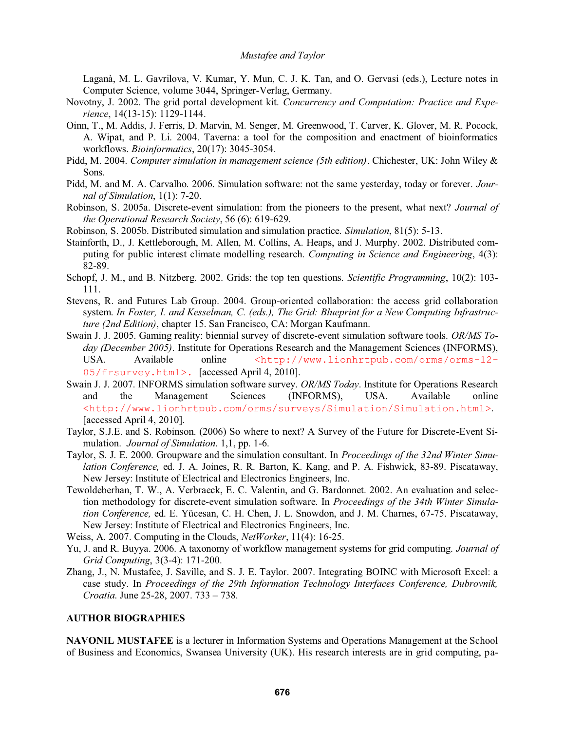Laganà, M. L. Gavrilova, V. Kumar, Y. Mun, C. J. K. Tan, and O. Gervasi (eds.), Lecture notes in Computer Science, volume 3044, Springer-Verlag, Germany.

Novotny, J. 2002. The grid portal development kit. *Concurrency and Computation: Practice and Experience*, 14(13-15): 1129-1144.

Oinn, T., M. Addis, J. Ferris, D. Marvin, M. Senger, M. Greenwood, T. Carver, K. Glover, M. R. Pocock, A. Wipat, and P. Li. 2004. Taverna: a tool for the composition and enactment of bioinformatics workflows. *Bioinformatics*, 20(17): 3045-3054.

Pidd, M. 2004. *Computer simulation in management science (5th edition)*. Chichester, UK: John Wiley & Sons.

Pidd, M. and M. A. Carvalho. 2006. Simulation software: not the same yesterday, today or forever. *Journal of Simulation*, 1(1): 7-20.

Robinson, S. 2005a. Discrete-event simulation: from the pioneers to the present, what next? *Journal of the Operational Research Society*, 56 (6): 619-629.

Robinson, S. 2005b. Distributed simulation and simulation practice. *Simulation*, 81(5): 5-13.

Stainforth, D., J. Kettleborough, M. Allen, M. Collins, A. Heaps, and J. Murphy. 2002. Distributed computing for public interest climate modelling research. *Computing in Science and Engineering*, 4(3): 82-89.

Schopf, J. M., and B. Nitzberg. 2002. Grids: the top ten questions. *Scientific Programming*, 10(2): 103-111.

Stevens, R. and Futures Lab Group. 2004. Group-oriented collaboration: the access grid collaboration system. *In Foster, I. and Kesselman, C. (eds.), The Grid: Blueprint for a New Computing Infrastructure (2nd Edition)*, chapter 15. San Francisco, CA: Morgan Kaufmann.

Swain J. J. 2005. Gaming reality: biennial survey of discrete-event simulation software tools. *OR/MS Today (December 2005)*. Institute for Operations Research and the Management Sciences (INFORMS), USA. Available online <http://www.lionhrtpub.com/orms/orms-12-05/frsurvey.html>. [accessed April 4, 2010].

Swain J. J. 2007. INFORMS simulation software survey. *OR/MS Today*. Institute for Operations Research and the Management Sciences (INFORMS), USA. Available online <http://www.lionhrtpub.com/orms/surveys/Simulation/Simulation.html>. [accessed April 4, 2010].

Taylor, S.J.E. and S. Robinson. (2006) So where to next? A Survey of the Future for Discrete-Event Simulation. *Journal of Simulation*. 1,1, pp. 1-6.

Taylor, S. J. E. 2000. Groupware and the simulation consultant. In *Proceedings of the 32nd Winter Simulation Conference,* ed. J. A. Joines, R. R. Barton, K. Kang, and P. A. Fishwick, 83-89. Piscataway, New Jersey: Institute of Electrical and Electronics Engineers, Inc.

Tewoldeberhan, T. W., A. Verbraeck, E. C. Valentin, and G. Bardonnet. 2002. An evaluation and selection methodology for discrete-event simulation software. In *Proceedings of the 34th Winter Simulation Conference,* ed. E. Yücesan, C. H. Chen, J. L. Snowdon, and J. M. Charnes, 67-75. Piscataway, New Jersey: Institute of Electrical and Electronics Engineers, Inc.

Weiss, A. 2007. Computing in the Clouds, *NetWorker*, 11(4): 16-25.

Yu, J. and R. Buyya. 2006. A taxonomy of workflow management systems for grid computing. *Journal of Grid Computing*, 3(3-4): 171-200.

Zhang, J., N. Mustafee, J. Saville, and S. J. E. Taylor. 2007. Integrating BOINC with Microsoft Excel: a case study. In *Proceedings of the 29th Information Technology Interfaces Conference, Dubrovnik, Croatia*. June 25-28, 2007. 733 – 738.

## AUTHOR BIOGRAPHIES

**NAVONIL MUSTAFEE** is a lecturer in Information Systems and Operations Management at the School of Business and Economics, Swansea University (UK). His research interests are in grid computing, pa-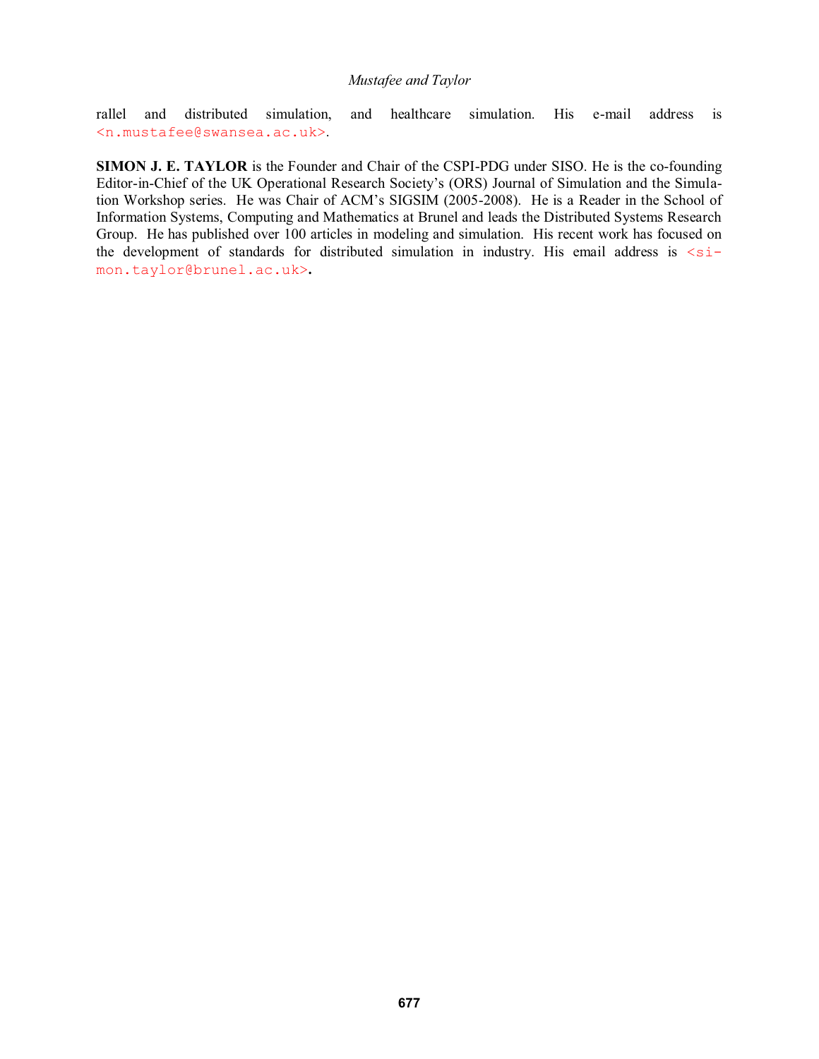rallel and distributed simulation, and healthcare simulation. His e-mail address is <n.mustafee@swansea.ac.uk>.

**SIMON J. E. TAYLOR** is the Founder and Chair of the CSPI-PDG under SISO. He is the co-founding Editor-in-Chief of the UK Operational Research Society's (ORS) Journal of Simulation and the Simulation Workshop series. He was Chair of ACM's SIGSIM (2005-2008). He is a Reader in the School of Information Systems, Computing and Mathematics at Brunel and leads the Distributed Systems Research Group. He has published over 100 articles in modeling and simulation. His recent work has focused on the development of standards for distributed simulation in industry. His email address is <simon.taylor@brunel.ac.uk>.